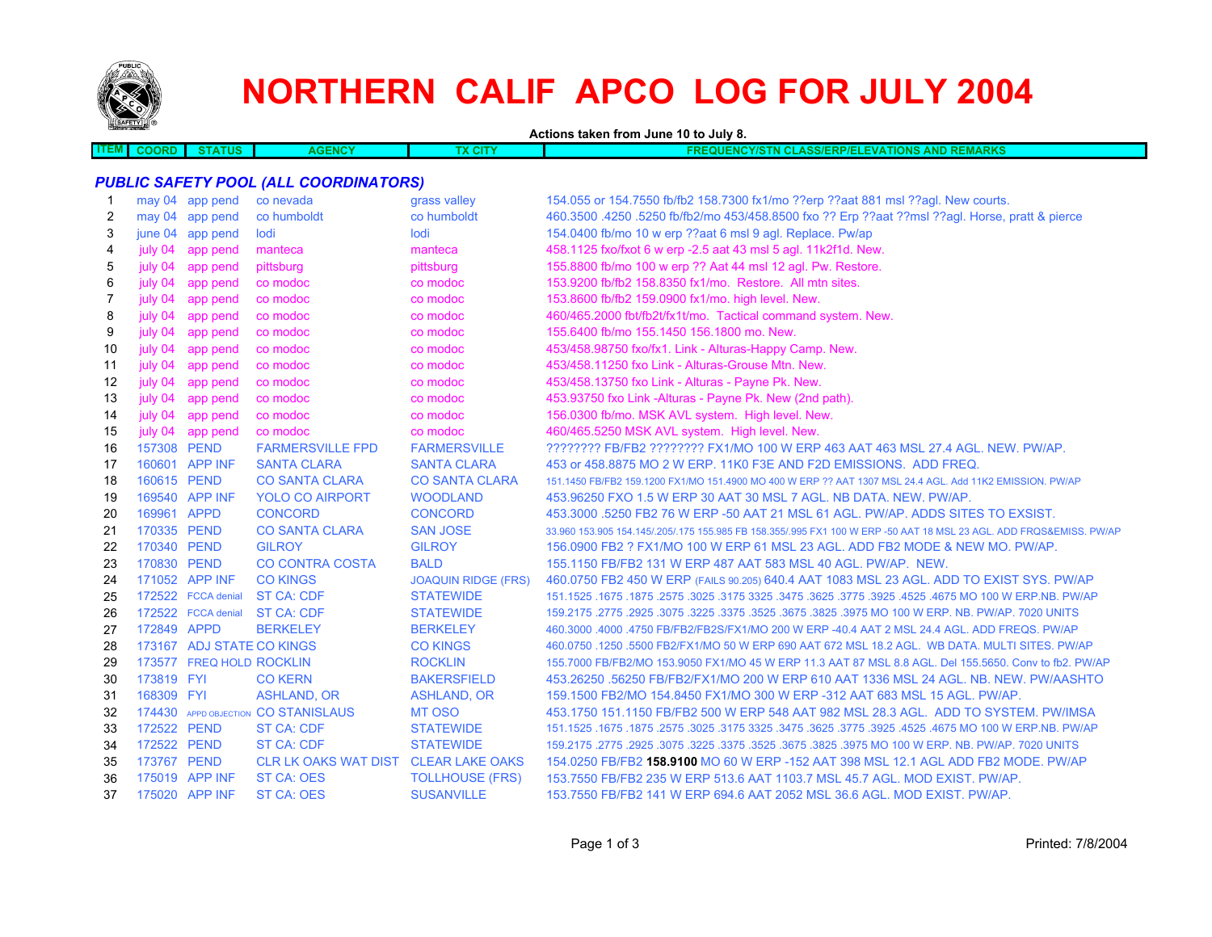# NORTHERN CALIF APCO LOG FOR JULY 2004

**Actions taken from June 10 to July 8.**

| ITEM | COORD | STATUS | AGENCY | TX CITY | FREQUENCY/STN CLASS/ERP/ELEVATIONS AND REMARKS |
|---|---|---|---|---|---|
| | | | | | |

### *PUBLIC SAFETY POOL (ALL COORDINATORS)*

| ITEM | COORD | STATUS | AGENCY | TX CITY | FREQUENCY/STN CLASS/ERP/ELEVATIONS AND REMARKS |
|---|---|---|---|---|---|
| 1 | may 04 | app pend | co nevada | grass valley | 154.055 or 154.7550 fb/fb2 158.7300 fx1/mo ??erp ??aat 881 msl ??agl. New courts. |
| 2 | may 04 | app pend | co humboldt | co humboldt | 460.3500 .4250 .5250 fb/fb2/mo 453/458.8500 fxo ?? Erp ??aat ??msl ??agl. Horse, pratt & pierce |
| 3 | june 04 | app pend | lodi | lodi | 154.0400 fb/mo 10 w erp ??aat 6 msl 9 agl. Replace. Pw/ap |
| 4 | july 04 | app pend | manteca | manteca | 458.1125 fxo/fxot 6 w erp -2.5 aat 43 msl 5 agl. 11k2f1d. New. |
| 5 | july 04 | app pend | pittsburg | pittsburg | 155.8800 fb/mo 100 w erp ?? Aat 44 msl 12 agl. Pw. Restore. |
| 6 | july 04 | app pend | co modoc | co modoc | 153.9200 fb/fb2 158.8350 fx1/mo. Restore. All mtn sites. |
| 7 | july 04 | app pend | co modoc | co modoc | 153.8600 fb/fb2 159.0900 fx1/mo. high level. New. |
| 8 | july 04 | app pend | co modoc | co modoc | 460/465.2000 fbt/fb2t/fx1t/mo. Tactical command system. New. |
| 9 | july 04 | app pend | co modoc | co modoc | 155.6400 fb/mo 155.1450 156.1800 mo. New. |
| 10 | july 04 | app pend | co modoc | co modoc | 453/458.98750 fxo/fx1. Link - Alturas-Happy Camp. New. |
| 11 | july 04 | app pend | co modoc | co modoc | 453/458.11250 fxo Link - Alturas-Grouse Mtn. New. |
| 12 | july 04 | app pend | co modoc | co modoc | 453/458.13750 fxo Link - Alturas - Payne Pk. New. |
| 13 | july 04 | app pend | co modoc | co modoc | 453.93750 fxo Link -Alturas - Payne Pk. New (2nd path). |
| 14 | july 04 | app pend | co modoc | co modoc | 156.0300 fb/mo. MSK AVL system. High level. New. |
| 15 | july 04 | app pend | co modoc | co modoc | 460/465.5250 MSK AVL system. High level. New. |
| 16 | 157308 | PEND | FARMERSVILLE FPD | FARMERSVILLE | ???????? FB/FB2 ???????? FX1/MO 100 W ERP 463 AAT 463 MSL 27.4 AGL. NEW. PW/AP. |
| 17 | 160601 | APP INF | SANTA CLARA | SANTA CLARA | 453 or 458.8875 MO 2 W ERP. 11K0 F3E AND F2D EMISSIONS. ADD FREQ. |
| 18 | 160615 | PEND | CO SANTA CLARA | CO SANTA CLARA | 151.1450 FB/FB2 159.1200 FX1/MO 151.4900 MO 400 W ERP ?? AAT 1307 MSL 24.4 AGL. Add 11K2 EMISSION. PW/AP |
| 19 | 169540 | APP INF | YOLO CO AIRPORT | WOODLAND | 453.96250 FXO 1.5 W ERP 30 AAT 30 MSL 7 AGL. NB DATA. NEW. PW/AP. |
| 20 | 169961 | APPD | CONCORD | CONCORD | 453.3000 .5250 FB2 76 W ERP -50 AAT 21 MSL 61 AGL. PW/AP. ADDS SITES TO EXSIST. |
| 21 | 170335 | PEND | CO SANTA CLARA | SAN JOSE | 33.960 153.905 154.145/.205/.175 155.985 FB 158.355/.995 FX1 100 W ERP -50 AAT 18 MSL 23 AGL. ADD FRQS&EMISS. PW/AP |
| 22 | 170340 | PEND | GILROY | GILROY | 156.0900 FB2 ? FX1/MO 100 W ERP 61 MSL 23 AGL. ADD FB2 MODE & NEW MO. PW/AP. |
| 23 | 170830 | PEND | CO CONTRA COSTA | BALD | 155.1150 FB/FB2 131 W ERP 487 AAT 583 MSL 40 AGL. PW/AP. NEW. |
| 24 | 171052 | APP INF | CO KINGS | JOAQUIN RIDGE (FRS) | 460.0750 FB2 450 W ERP (FAILS 90.205) 640.4 AAT 1083 MSL 23 AGL. ADD TO EXIST SYS. PW/AP |
| 25 | 172522 | FCCA denial | ST CA: CDF | STATEWIDE | 151.1525 .1675 .1875 .2575 .3025 .3175 3325 .3475 .3625 .3775 .3925 .4525 .4675 MO 100 W ERP.NB. PW/AP |
| 26 | 172522 | FCCA denial | ST CA: CDF | STATEWIDE | 159.2175 .2775 .2925 .3075 .3225 .3375 .3525 .3675 .3825 .3975 MO 100 W ERP. NB. PW/AP. 7020 UNITS |
| 27 | 172849 | APPD | BERKELEY | BERKELEY | 460.3000 .4000 .4750 FB/FB2/FB2S/FX1/MO 200 W ERP -40.4 AAT 2 MSL 24.4 AGL. ADD FREQS. PW/AP |
| 28 | 173167 | ADJ STATE | CO KINGS | CO KINGS | 460.0750 .1250 .5500 FB2/FX1/MO 50 W ERP 690 AAT 672 MSL 18.2 AGL. WB DATA. MULTI SITES. PW/AP |
| 29 | 173577 | FREQ HOLD | ROCKLIN | ROCKLIN | 155.7000 FB/FB2/MO 153.9050 FX1/MO 45 W ERP 11.3 AAT 87 MSL 8.8 AGL. Del 155.5650. Conv to fb2. PW/AP |
| 30 | 173819 | FYI | CO KERN | BAKERSFIELD | 453.26250 .56250 FB/FB2/FX1/MO 200 W ERP 610 AAT 1336 MSL 24 AGL. NB. NEW. PW/AASHTO |
| 31 | 168309 | FYI | ASHLAND, OR | ASHLAND, OR | 159.1500 FB2/MO 154.8450 FX1/MO 300 W ERP -312 AAT 683 MSL 15 AGL. PW/AP. |
| 32 | 174430 | APPD OBJECTION | CO STANISLAUS | MT OSO | 453.1750 151.1150 FB/FB2 500 W ERP 548 AAT 982 MSL 28.3 AGL. ADD TO SYSTEM. PW/IMSA |
| 33 | 172522 | PEND | ST CA: CDF | STATEWIDE | 151.1525 .1675 .1875 .2575 .3025 .3175 3325 .3475 .3625 .3775 .3925 .4525 .4675 MO 100 W ERP.NB. PW/AP |
| 34 | 172522 | PEND | ST CA: CDF | STATEWIDE | 159.2175 .2775 .2925 .3075 .3225 .3375 .3525 .3675 .3825 .3975 MO 100 W ERP. NB. PW/AP. 7020 UNITS |
| 35 | 173767 | PEND | CLR LK OAKS WAT DIST | CLEAR LAKE OAKS | 154.0250 FB/FB2 **158.9100** MO 60 W ERP -152 AAT 398 MSL 12.1 AGL ADD FB2 MODE. PW/AP |
| 36 | 175019 | APP INF | ST CA: OES | TOLLHOUSE (FRS) | 153.7550 FB/FB2 235 W ERP 513.6 AAT 1103.7 MSL 45.7 AGL. MOD EXIST. PW/AP. |
| 37 | 175020 | APP INF | ST CA: OES | SUSANVILLE | 153.7550 FB/FB2 141 W ERP 694.6 AAT 2052 MSL 36.6 AGL. MOD EXIST. PW/AP. |

Printed: 7/8/2004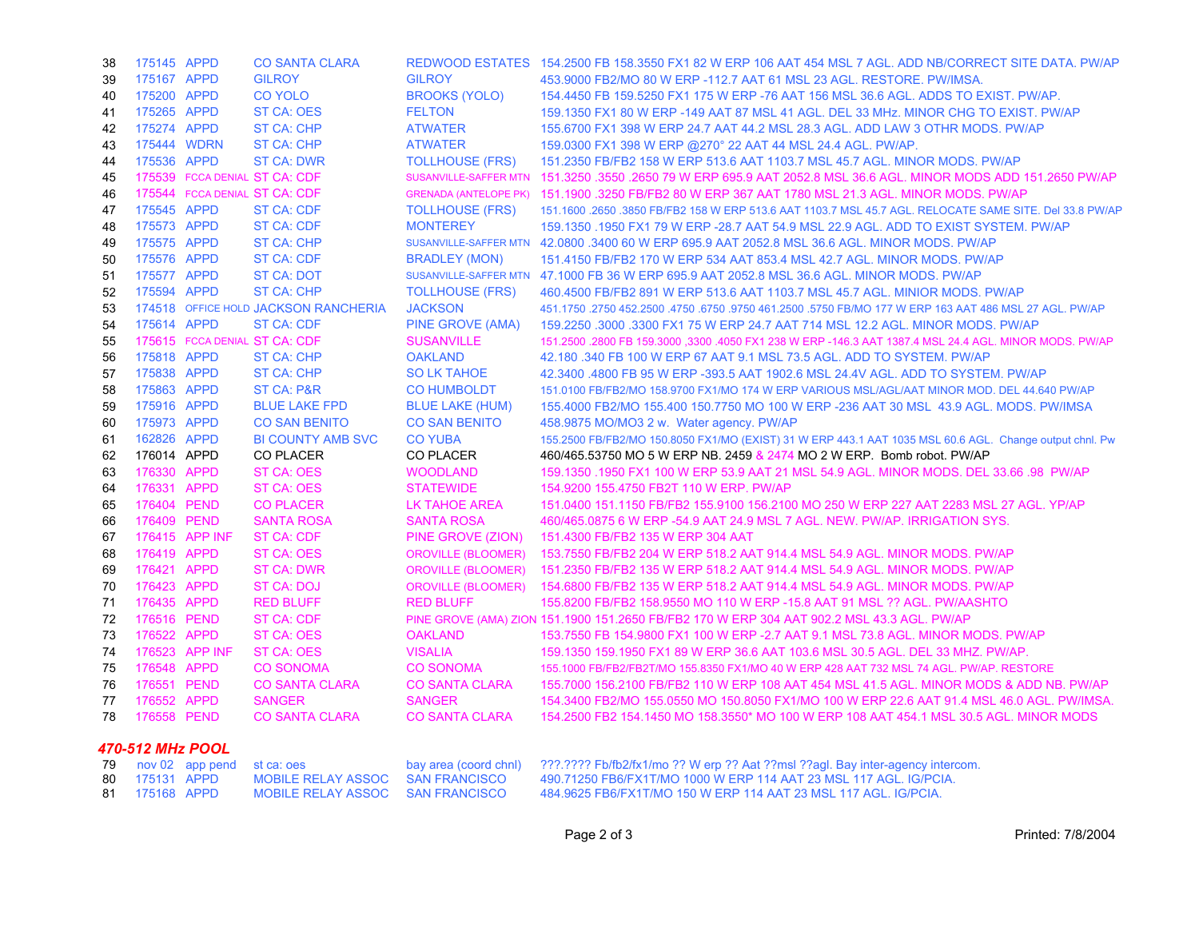| # | File | Status | Applicant | Location | Details |
|---|---|---|---|---|---|
| 38 | 175145 | APPD | CO SANTA CLARA | REDWOOD ESTATES | 154.2500 FB 158.3550 FX1 82 W ERP 106 AAT 454 MSL 7 AGL. ADD NB/CORRECT SITE DATA. PW/AP |
| 39 | 175167 | APPD | GILROY | GILROY | 453.9000 FB2/MO 80 W ERP -112.7 AAT 61 MSL 23 AGL. RESTORE. PW/IMSA. |
| 40 | 175200 | APPD | CO YOLO | BROOKS (YOLO) | 154.4450 FB 159.5250 FX1 175 W ERP -76 AAT 156 MSL 36.6 AGL. ADDS TO EXIST. PW/AP. |
| 41 | 175265 | APPD | ST CA: OES | FELTON | 159.1350 FX1 80 W ERP -149 AAT 87 MSL 41 AGL. DEL 33 MHz. MINOR CHG TO EXIST. PW/AP |
| 42 | 175274 | APPD | ST CA: CHP | ATWATER | 155.6700 FX1 398 W ERP 24.7 AAT 44.2 MSL 28.3 AGL. ADD LAW 3 OTHR MODS. PW/AP |
| 43 | 175444 | WDRN | ST CA: CHP | ATWATER | 159.0300 FX1 398 W ERP @270° 22 AAT 44 MSL 24.4 AGL. PW/AP. |
| 44 | 175536 | APPD | ST CA: DWR | TOLLHOUSE (FRS) | 151.2350 FB/FB2 158 W ERP 513.6 AAT 1103.7 MSL 45.7 AGL. MINOR MODS. PW/AP |
| 45 | 175539 | FCCA DENIAL | ST CA: CDF | SUSANVILLE-SAFFER MTN | 151.3250 .3550 .2650 79 W ERP 695.9 AAT 2052.8 MSL 36.6 AGL. MINOR MODS ADD 151.2650 PW/AP |
| 46 | 175544 | FCCA DENIAL | ST CA: CDF | GRENADA (ANTELOPE PK) | 151.1900 .3250 FB/FB2 80 W ERP 367 AAT 1780 MSL 21.3 AGL. MINOR MODS. PW/AP |
| 47 | 175545 | APPD | ST CA: CDF | TOLLHOUSE (FRS) | 151.1600 .2650 .3850 FB/FB2 158 W ERP 513.6 AAT 1103.7 MSL 45.7 AGL. RELOCATE SAME SITE. Del 33.8 PW/AP |
| 48 | 175573 | APPD | ST CA: CDF | MONTEREY | 159.1350 .1950 FX1 79 W ERP -28.7 AAT 54.9 MSL 22.9 AGL. ADD TO EXIST SYSTEM. PW/AP |
| 49 | 175575 | APPD | ST CA: CHP | SUSANVILLE-SAFFER MTN | 42.0800 .3400 60 W ERP 695.9 AAT 2052.8 MSL 36.6 AGL. MINOR MODS. PW/AP |
| 50 | 175576 | APPD | ST CA: CDF | BRADLEY (MON) | 151.4150 FB/FB2 170 W ERP 534 AAT 853.4 MSL 42.7 AGL. MINOR MODS. PW/AP |
| 51 | 175577 | APPD | ST CA: DOT | SUSANVILLE-SAFFER MTN | 47.1000 FB 36 W ERP 695.9 AAT 2052.8 MSL 36.6 AGL. MINOR MODS. PW/AP |
| 52 | 175594 | APPD | ST CA: CHP | TOLLHOUSE (FRS) | 460.4500 FB/FB2 891 W ERP 513.6 AAT 1103.7 MSL 45.7 AGL. MINIOR MODS. PW/AP |
| 53 | 174518 | OFFICE HOLD | JACKSON RANCHERIA | JACKSON | 451.1750 .2750 452.2500 .4750 .6750 .9750 461.2500 .5750 FB/MO 177 W ERP 163 AAT 486 MSL 27 AGL. PW/AP |
| 54 | 175614 | APPD | ST CA: CDF | PINE GROVE (AMA) | 159.2250 .3000 .3300 FX1 75 W ERP 24.7 AAT 714 MSL 12.2 AGL. MINOR MODS. PW/AP |
| 55 | 175615 | FCCA DENIAL | ST CA: CDF | SUSANVILLE | 151.2500 .2800 FB 159.3000 ,3300 .4050 FX1 238 W ERP -146.3 AAT 1387.4 MSL 24.4 AGL. MINOR MODS. PW/AP |
| 56 | 175818 | APPD | ST CA: CHP | OAKLAND | 42.180 .340 FB 100 W ERP 67 AAT 9.1 MSL 73.5 AGL. ADD TO SYSTEM. PW/AP |
| 57 | 175838 | APPD | ST CA: CHP | SO LK TAHOE | 42.3400 .4800 FB 95 W ERP -393.5 AAT 1902.6 MSL 24.4V AGL. ADD TO SYSTEM. PW/AP |
| 58 | 175863 | APPD | ST CA: P&R | CO HUMBOLDT | 151.0100 FB/FB2/MO 158.9700 FX1/MO 174 W ERP VARIOUS MSL/AGL/AAT MINOR MOD. DEL 44.640 PW/AP |
| 59 | 175916 | APPD | BLUE LAKE FPD | BLUE LAKE (HUM) | 155.4000 FB2/MO 155.400 150.7750 MO 100 W ERP -236 AAT 30 MSL 43.9 AGL. MODS. PW/IMSA |
| 60 | 175973 | APPD | CO SAN BENITO | CO SAN BENITO | 458.9875 MO/MO3 2 w. Water agency. PW/AP |
| 61 | 162826 | APPD | BI COUNTY AMB SVC | CO YUBA | 155.2500 FB/FB2/MO 150.8050 FX1/MO (EXIST) 31 W ERP 443.1 AAT 1035 MSL 60.6 AGL. Change output chnl. Pw |
| 62 | 176014 | APPD | CO PLACER | CO PLACER | 460/465.53750 MO 5 W ERP NB. 2459 & 2474 MO 2 W ERP. Bomb robot. PW/AP |
| 63 | 176330 | APPD | ST CA: OES | WOODLAND | 159.1350 .1950 FX1 100 W ERP 53.9 AAT 21 MSL 54.9 AGL. MINOR MODS. DEL 33.66 .98 PW/AP |
| 64 | 176331 | APPD | ST CA: OES | STATEWIDE | 154.9200 155.4750 FB2T 110 W ERP. PW/AP |
| 65 | 176404 | PEND | CO PLACER | LK TAHOE AREA | 151.0400 151.1150 FB/FB2 155.9100 156.2100 MO 250 W ERP 227 AAT 2283 MSL 27 AGL. YP/AP |
| 66 | 176409 | PEND | SANTA ROSA | SANTA ROSA | 460/465.0875 6 W ERP -54.9 AAT 24.9 MSL 7 AGL. NEW. PW/AP. IRRIGATION SYS. |
| 67 | 176415 | APP INF | ST CA: CDF | PINE GROVE (ZION) | 151.4300 FB/FB2 135 W ERP 304 AAT |
| 68 | 176419 | APPD | ST CA: OES | OROVILLE (BLOOMER) | 153.7550 FB/FB2 204 W ERP 518.2 AAT 914.4 MSL 54.9 AGL. MINOR MODS. PW/AP |
| 69 | 176421 | APPD | ST CA: DWR | OROVILLE (BLOOMER) | 151.2350 FB/FB2 135 W ERP 518.2 AAT 914.4 MSL 54.9 AGL. MINOR MODS. PW/AP |
| 70 | 176423 | APPD | ST CA: DOJ | OROVILLE (BLOOMER) | 154.6800 FB/FB2 135 W ERP 518.2 AAT 914.4 MSL 54.9 AGL. MINOR MODS. PW/AP |
| 71 | 176435 | APPD | RED BLUFF | RED BLUFF | 155.8200 FB/FB2 158.9550 MO 110 W ERP -15.8 AAT 91 MSL ?? AGL. PW/AASHTO |
| 72 | 176516 | PEND | ST CA: CDF | PINE GROVE (AMA) ZION | 151.1900 151.2650 FB/FB2 170 W ERP 304 AAT 902.2 MSL 43.3 AGL. PW/AP |
| 73 | 176522 | APPD | ST CA: OES | OAKLAND | 153.7550 FB 154.9800 FX1 100 W ERP -2.7 AAT 9.1 MSL 73.8 AGL. MINOR MODS. PW/AP |
| 74 | 176523 | APP INF | ST CA: OES | VISALIA | 159.1350 159.1950 FX1 89 W ERP 36.6 AAT 103.6 MSL 30.5 AGL. DEL 33 MHZ. PW/AP. |
| 75 | 176548 | APPD | CO SONOMA | CO SONOMA | 155.1000 FB/FB2/FB2T/MO 155.8350 FX1/MO 40 W ERP 428 AAT 732 MSL 74 AGL. PW/AP. RESTORE |
| 76 | 176551 | PEND | CO SANTA CLARA | CO SANTA CLARA | 155.7000 156.2100 FB/FB2 110 W ERP 108 AAT 454 MSL 41.5 AGL. MINOR MODS & ADD NB. PW/AP |
| 77 | 176552 | APPD | SANGER | SANGER | 154.3400 FB2/MO 155.0550 MO 150.8050 FX1/MO 100 W ERP 22.6 AAT 91.4 MSL 46.0 AGL. PW/IMSA. |
| 78 | 176558 | PEND | CO SANTA CLARA | CO SANTA CLARA | 154.2500 FB2 154.1450 MO 158.3550* MO 100 W ERP 108 AAT 454.1 MSL 30.5 AGL. MINOR MODS |

***470-512 MHz POOL***

| # | File | Status | Applicant | Location | Details |
|---|---|---|---|---|---|
| 79 | nov 02 | app pend | st ca: oes | bay area (coord chnl) | ???.???? Fb/fb2/fx1/mo ?? W erp ?? Aat ??msl ??agl. Bay inter-agency intercom. |
| 80 | 175131 | APPD | MOBILE RELAY ASSOC | SAN FRANCISCO | 490.71250 FB6/FX1T/MO 1000 W ERP 114 AAT 23 MSL 117 AGL. IG/PCIA. |
| 81 | 175168 | APPD | MOBILE RELAY ASSOC | SAN FRANCISCO | 484.9625 FB6/FX1T/MO 150 W ERP 114 AAT 23 MSL 117 AGL. IG/PCIA. |

Printed: 7/8/2004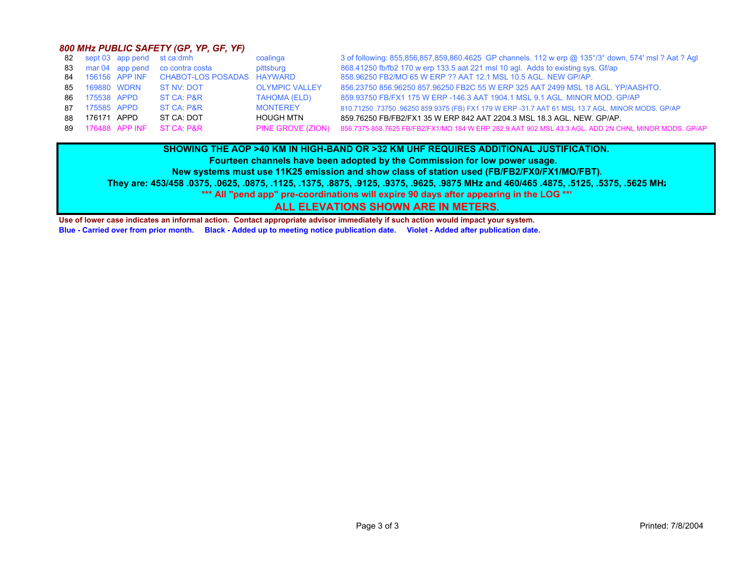### *800 MHz PUBLIC SAFETY (GP, YP, GF, YF)*

| | | | | | |
|---|---|---|---|---|---|
| 82 | sept 03 | app pend | st ca:dmh | coalinga | 3 of following: 855,856,857,859,860.4625 GP channels. 112 w erp @ 135°/3° down, 574' msl ? Aat ? Agl |
| 83 | mar 04 | app pend | co contra costa | pittsburg | 868.41250 fb/fb2 170 w erp 133.5 aat 221 msl 10 agl. Adds to existing sys. Gf/ap |
| 84 | 156156 | APP INF | CHABOT-LOS POSADAS | HAYWARD | 858.96250 FB2/MO 65 W ERP ?? AAT 12.1 MSL 10.5 AGL. NEW GP/AP. |
| 85 | 169880 | WDRN | ST NV: DOT | OLYMPIC VALLEY | 856.23750 856.96250 857.96250 FB2C 55 W ERP 325 AAT 2499 MSL 18 AGL. YP/AASHTO. |
| 86 | 175538 | APPD | ST CA: P&R | TAHOMA (ELD) | 859.93750 FB/FX1 175 W ERP -146.3 AAT 1904.1 MSL 9.1 AGL. MINOR MOD. GP/AP |
| 87 | 175585 | APPD | ST CA: P&R | MONTEREY | 810.71250 .73750 .96250 859.9375 (FB) FX1 179 W ERP -31.7 AAT 61 MSL 13.7 AGL. MINOR MODS. GP/AP |
| 88 | 176171 | APPD | ST CA: DOT | HOUGH MTN | 859.76250 FB/FB2/FX1 35 W ERP 842 AAT 2204.3 MSL 18.3 AGL. NEW. GP/AP. |
| 89 | 176488 | APP INF | ST CA: P&R | PINE GROVE (ZION) | 856.7375 858.7625 FB/FB2/FX1/MO 184 W ERP 282.9 AAT 902 MSL 43.3 AGL. ADD 2N CHNL MINOR MODS. GP/AP |

**SHOWING THE AOP >40 KM IN HIGH-BAND OR >32 KM UHF REQUIRES ADDITIONAL JUSTIFICATION.**
**Fourteen channels have been adopted by the Commission for low power usage.**
**New systems must use 11K25 emission and show class of station used (FB/FB2/FX0/FX1/MO/FBT).**
**They are: 453/458 .0375, .0625, .0875, .1125, .1375, .8875, .9125, .9375, .9625, .9875 MHz and 460/465 .4875, .5125, .5375, .5625 MHz**
**\*\*\* All "pend app" pre-coordinations will expire 90 days after appearing in the LOG \*\*\***
**ALL ELEVATIONS SHOWN ARE IN METERS.**

**Use of lower case indicates an informal action. Contact appropriate advisor immediately if such action would impact your system.**

**Blue - Carried over from prior month. Black - Added up to meeting notice publication date. Violet - Added after publication date.**

Printed: 7/8/2004